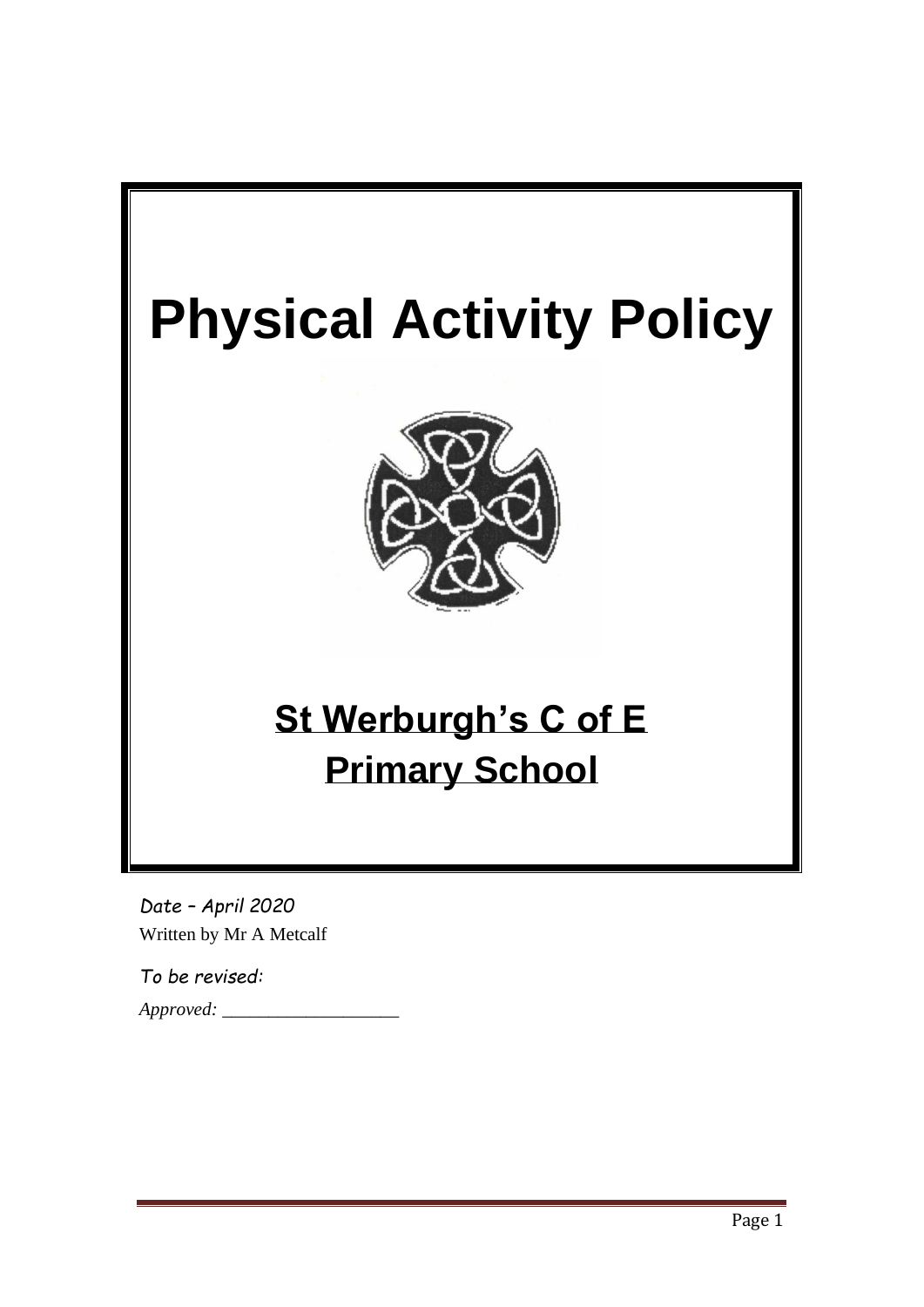# Physical Activity Policy

## St Werburgh's C of E Primary School

*Date – April 2020*

Written by Mr A Metcalf

*To be revised:*

*Approved:* ___________________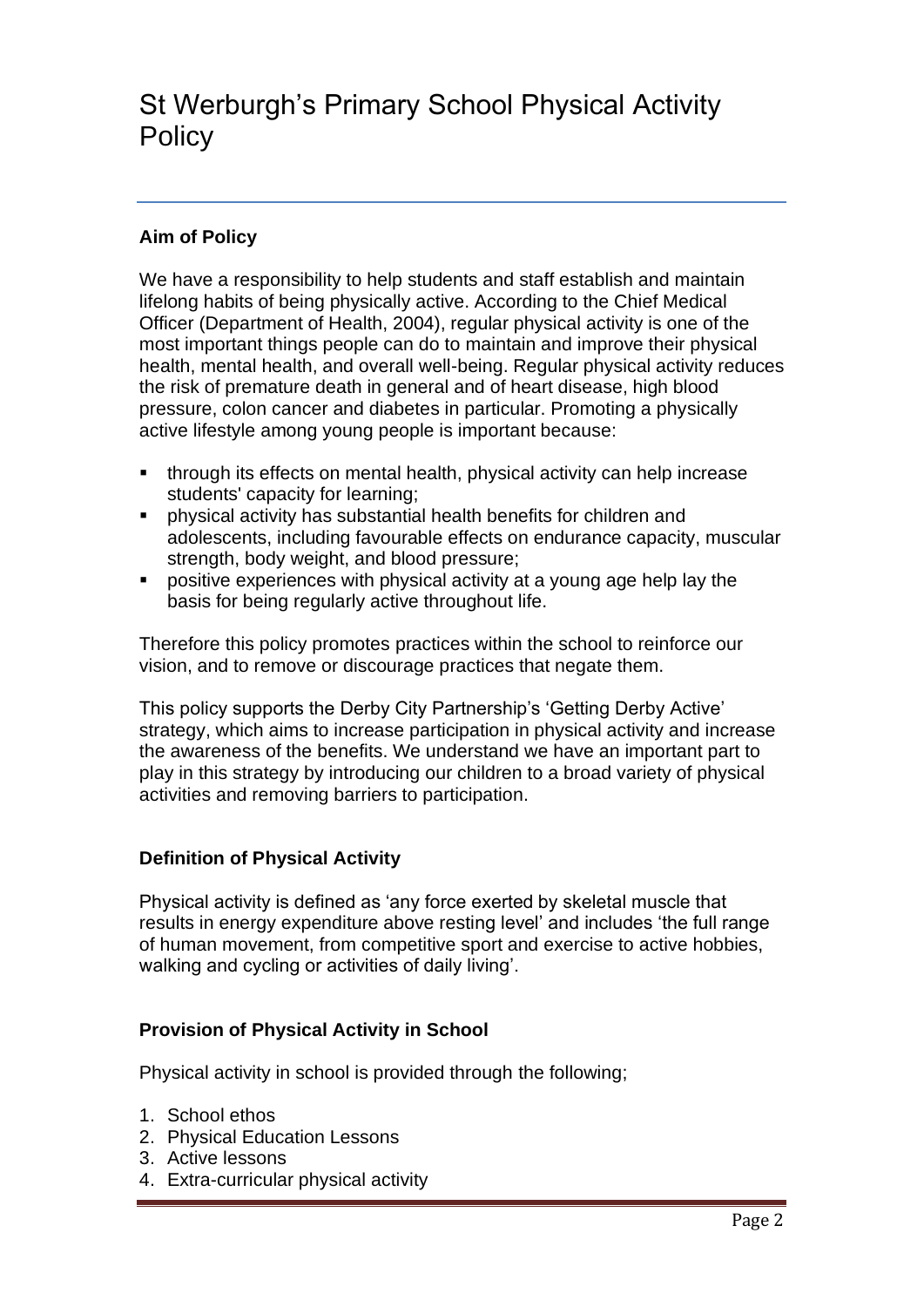# St Werburgh's Primary School Physical Activity Policy

## Aim of Policy

We have a responsibility to help students and staff establish and maintain lifelong habits of being physically active. According to the Chief Medical Officer (Department of Health, 2004), regular physical activity is one of the most important things people can do to maintain and improve their physical health, mental health, and overall well-being. Regular physical activity reduces the risk of premature death in general and of heart disease, high blood pressure, colon cancer and diabetes in particular. Promoting a physically active lifestyle among young people is important because:

- through its effects on mental health, physical activity can help increase students' capacity for learning;
- physical activity has substantial health benefits for children and adolescents, including favourable effects on endurance capacity, muscular strength, body weight, and blood pressure;
- positive experiences with physical activity at a young age help lay the basis for being regularly active throughout life.

Therefore this policy promotes practices within the school to reinforce our vision, and to remove or discourage practices that negate them.

This policy supports the Derby City Partnership's 'Getting Derby Active' strategy, which aims to increase participation in physical activity and increase the awareness of the benefits. We understand we have an important part to play in this strategy by introducing our children to a broad variety of physical activities and removing barriers to participation.

## Definition of Physical Activity

Physical activity is defined as 'any force exerted by skeletal muscle that results in energy expenditure above resting level' and includes 'the full range of human movement, from competitive sport and exercise to active hobbies, walking and cycling or activities of daily living'.

## Provision of Physical Activity in School

Physical activity in school is provided through the following;

1. School ethos
2. Physical Education Lessons
3. Active lessons
4. Extra-curricular physical activity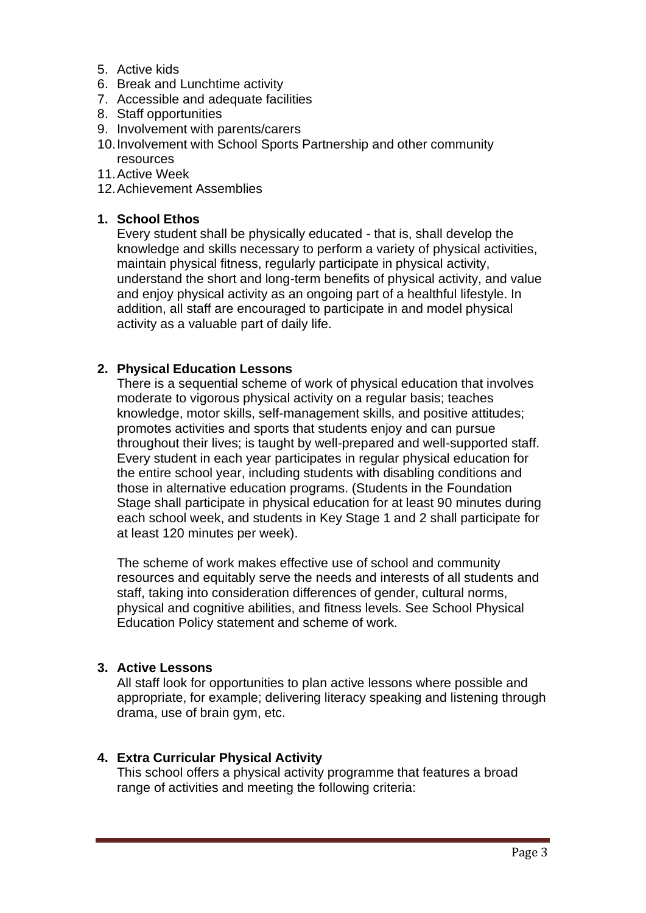5. Active kids
6. Break and Lunchtime activity
7. Accessible and adequate facilities
8. Staff opportunities
9. Involvement with parents/carers
10. Involvement with School Sports Partnership and other community resources
11. Active Week
12. Achievement Assemblies

### 1. School Ethos

Every student shall be physically educated - that is, shall develop the knowledge and skills necessary to perform a variety of physical activities, maintain physical fitness, regularly participate in physical activity, understand the short and long-term benefits of physical activity, and value and enjoy physical activity as an ongoing part of a healthful lifestyle. In addition, all staff are encouraged to participate in and model physical activity as a valuable part of daily life.

### 2. Physical Education Lessons

There is a sequential scheme of work of physical education that involves moderate to vigorous physical activity on a regular basis; teaches knowledge, motor skills, self-management skills, and positive attitudes; promotes activities and sports that students enjoy and can pursue throughout their lives; is taught by well-prepared and well-supported staff. Every student in each year participates in regular physical education for the entire school year, including students with disabling conditions and those in alternative education programs. (Students in the Foundation Stage shall participate in physical education for at least 90 minutes during each school week, and students in Key Stage 1 and 2 shall participate for at least 120 minutes per week).

The scheme of work makes effective use of school and community resources and equitably serve the needs and interests of all students and staff, taking into consideration differences of gender, cultural norms, physical and cognitive abilities, and fitness levels. See School Physical Education Policy statement and scheme of work.

### 3. Active Lessons

All staff look for opportunities to plan active lessons where possible and appropriate, for example; delivering literacy speaking and listening through drama, use of brain gym, etc.

### 4. Extra Curricular Physical Activity

This school offers a physical activity programme that features a broad range of activities and meeting the following criteria: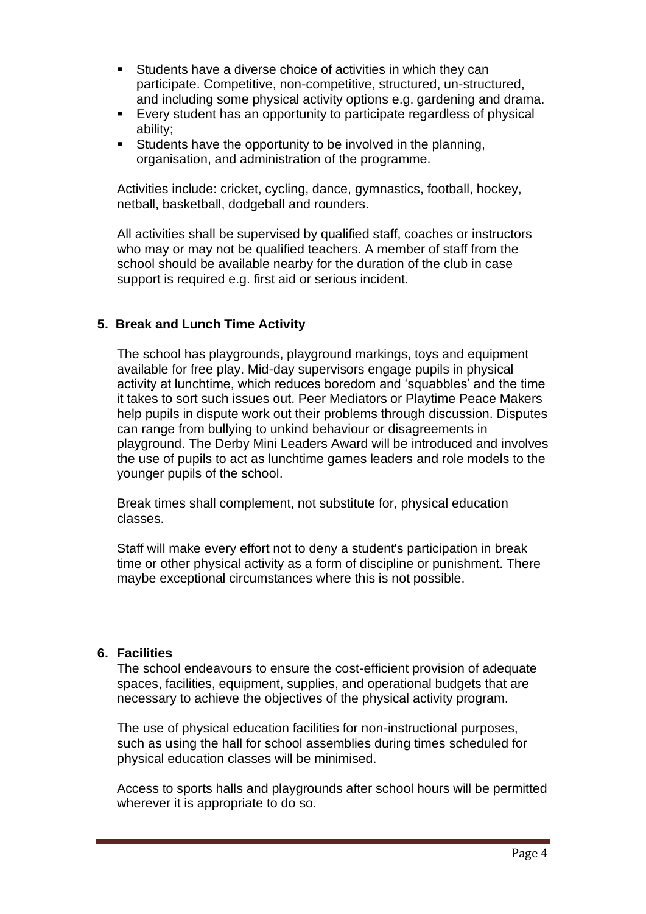- Students have a diverse choice of activities in which they can participate. Competitive, non-competitive, structured, un-structured, and including some physical activity options e.g. gardening and drama.
- Every student has an opportunity to participate regardless of physical ability;
- Students have the opportunity to be involved in the planning, organisation, and administration of the programme.

Activities include: cricket, cycling, dance, gymnastics, football, hockey, netball, basketball, dodgeball and rounders.

All activities shall be supervised by qualified staff, coaches or instructors who may or may not be qualified teachers. A member of staff from the school should be available nearby for the duration of the club in case support is required e.g. first aid or serious incident.

## 5. Break and Lunch Time Activity

The school has playgrounds, playground markings, toys and equipment available for free play. Mid-day supervisors engage pupils in physical activity at lunchtime, which reduces boredom and 'squabbles' and the time it takes to sort such issues out. Peer Mediators or Playtime Peace Makers help pupils in dispute work out their problems through discussion. Disputes can range from bullying to unkind behaviour or disagreements in playground. The Derby Mini Leaders Award will be introduced and involves the use of pupils to act as lunchtime games leaders and role models to the younger pupils of the school.

Break times shall complement, not substitute for, physical education classes.

Staff will make every effort not to deny a student's participation in break time or other physical activity as a form of discipline or punishment. There maybe exceptional circumstances where this is not possible.

## 6. Facilities

The school endeavours to ensure the cost-efficient provision of adequate spaces, facilities, equipment, supplies, and operational budgets that are necessary to achieve the objectives of the physical activity program.

The use of physical education facilities for non-instructional purposes, such as using the hall for school assemblies during times scheduled for physical education classes will be minimised.

Access to sports halls and playgrounds after school hours will be permitted wherever it is appropriate to do so.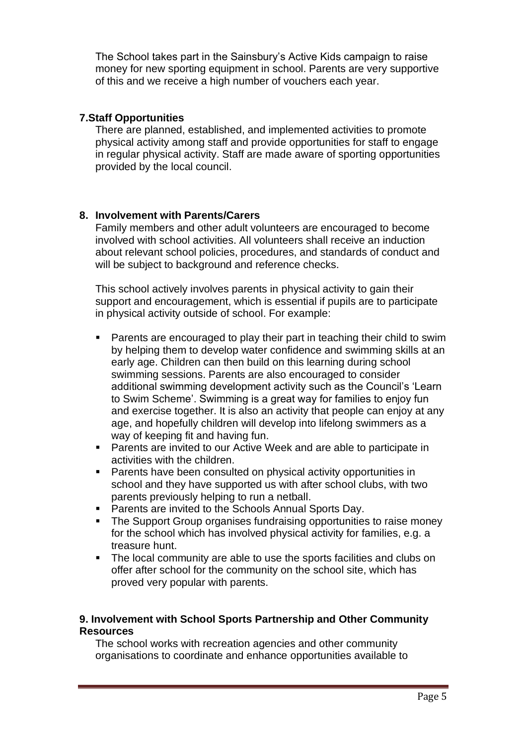The School takes part in the Sainsbury's Active Kids campaign to raise money for new sporting equipment in school. Parents are very supportive of this and we receive a high number of vouchers each year.

### 7.Staff Opportunities

There are planned, established, and implemented activities to promote physical activity among staff and provide opportunities for staff to engage in regular physical activity. Staff are made aware of sporting opportunities provided by the local council.

### 8. Involvement with Parents/Carers

Family members and other adult volunteers are encouraged to become involved with school activities. All volunteers shall receive an induction about relevant school policies, procedures, and standards of conduct and will be subject to background and reference checks.

This school actively involves parents in physical activity to gain their support and encouragement, which is essential if pupils are to participate in physical activity outside of school. For example:

- Parents are encouraged to play their part in teaching their child to swim by helping them to develop water confidence and swimming skills at an early age. Children can then build on this learning during school swimming sessions. Parents are also encouraged to consider additional swimming development activity such as the Council's 'Learn to Swim Scheme'. Swimming is a great way for families to enjoy fun and exercise together. It is also an activity that people can enjoy at any age, and hopefully children will develop into lifelong swimmers as a way of keeping fit and having fun.
- Parents are invited to our Active Week and are able to participate in activities with the children.
- Parents have been consulted on physical activity opportunities in school and they have supported us with after school clubs, with two parents previously helping to run a netball.
- Parents are invited to the Schools Annual Sports Day.
- The Support Group organises fundraising opportunities to raise money for the school which has involved physical activity for families, e.g. a treasure hunt.
- The local community are able to use the sports facilities and clubs on offer after school for the community on the school site, which has proved very popular with parents.

### 9. Involvement with School Sports Partnership and Other Community Resources

The school works with recreation agencies and other community organisations to coordinate and enhance opportunities available to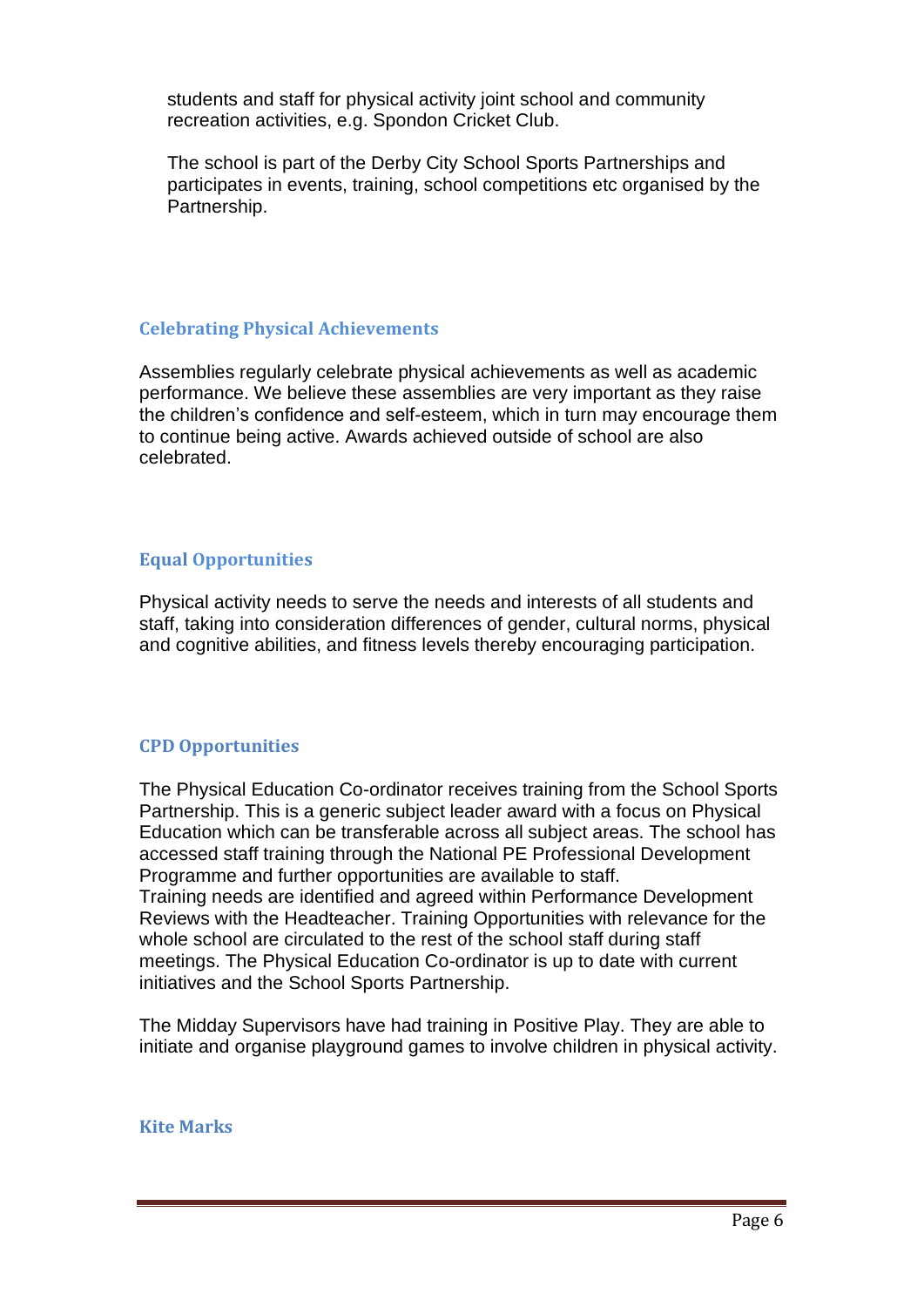students and staff for physical activity joint school and community recreation activities, e.g. Spondon Cricket Club.

The school is part of the Derby City School Sports Partnerships and participates in events, training, school competitions etc organised by the Partnership.

## Celebrating Physical Achievements

Assemblies regularly celebrate physical achievements as well as academic performance. We believe these assemblies are very important as they raise the children's confidence and self-esteem, which in turn may encourage them to continue being active. Awards achieved outside of school are also celebrated.

## Equal Opportunities

Physical activity needs to serve the needs and interests of all students and staff, taking into consideration differences of gender, cultural norms, physical and cognitive abilities, and fitness levels thereby encouraging participation.

## CPD Opportunities

The Physical Education Co-ordinator receives training from the School Sports Partnership. This is a generic subject leader award with a focus on Physical Education which can be transferable across all subject areas. The school has accessed staff training through the National PE Professional Development Programme and further opportunities are available to staff.
Training needs are identified and agreed within Performance Development Reviews with the Headteacher. Training Opportunities with relevance for the whole school are circulated to the rest of the school staff during staff meetings. The Physical Education Co-ordinator is up to date with current initiatives and the School Sports Partnership.

The Midday Supervisors have had training in Positive Play. They are able to initiate and organise playground games to involve children in physical activity.

## Kite Marks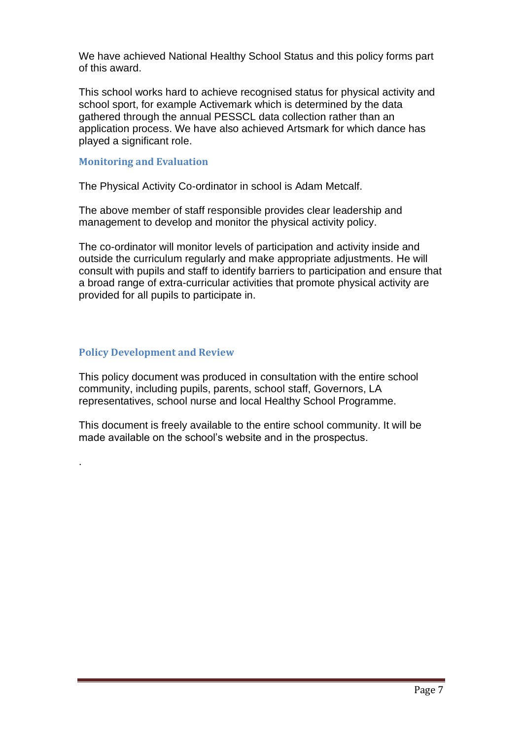We have achieved National Healthy School Status and this policy forms part of this award.

This school works hard to achieve recognised status for physical activity and school sport, for example Activemark which is determined by the data gathered through the annual PESSCL data collection rather than an application process. We have also achieved Artsmark for which dance has played a significant role.

## Monitoring and Evaluation

The Physical Activity Co-ordinator in school is Adam Metcalf.

The above member of staff responsible provides clear leadership and management to develop and monitor the physical activity policy.

The co-ordinator will monitor levels of participation and activity inside and outside the curriculum regularly and make appropriate adjustments. He will consult with pupils and staff to identify barriers to participation and ensure that a broad range of extra-curricular activities that promote physical activity are provided for all pupils to participate in.

## Policy Development and Review

This policy document was produced in consultation with the entire school community, including pupils, parents, school staff, Governors, LA representatives, school nurse and local Healthy School Programme.

This document is freely available to the entire school community. It will be made available on the school's website and in the prospectus.

.